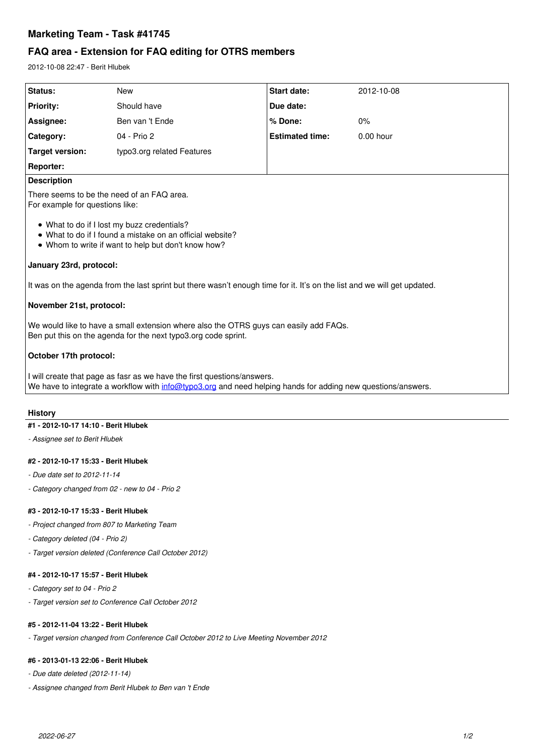# Marketing Team - Task #41745

## FAQ area - Extension for FAQ editing for OTRS members

2012-10-08 22:47 - Berit Hlubek

| Status: | New | Start date: | 2012-10-08 |
|---|---|---|---|
| Priority: | Should have | Due date: | |
| Assignee: | Ben van 't Ende | % Done: | 0% |
| Category: | 04 - Prio 2 | Estimated time: | 0.00 hour |
| Target version: | typo3.org related Features | | |
| Reporter: | | | |

**Description**

There seems to be the need of an FAQ area.
For example for questions like:

- What to do if I lost my buzz credentials?
- What to do if I found a mistake on an official website?
- Whom to write if want to help but don't know how?

**January 23rd, protocol:**

It was on the agenda from the last sprint but there wasn't enough time for it. It's on the list and we will get updated.

**November 21st, protocol:**

We would like to have a small extension where also the OTRS guys can easily add FAQs.
Ben put this on the agenda for the next typo3.org code sprint.

**October 17th protocol:**

I will create that page as fasr as we have the first questions/answers.
We have to integrate a workflow with info@typo3.org and need helping hands for adding new questions/answers.

### History

#### #1 - 2012-10-17 14:10 - Berit Hlubek

*- Assignee set to Berit Hlubek*

#### #2 - 2012-10-17 15:33 - Berit Hlubek

*- Due date set to 2012-11-14*

*- Category changed from 02 - new to 04 - Prio 2*

#### #3 - 2012-10-17 15:33 - Berit Hlubek

*- Project changed from 807 to Marketing Team*

*- Category deleted (04 - Prio 2)*

*- Target version deleted (Conference Call October 2012)*

#### #4 - 2012-10-17 15:57 - Berit Hlubek

*- Category set to 04 - Prio 2*

*- Target version set to Conference Call October 2012*

#### #5 - 2012-11-04 13:22 - Berit Hlubek

*- Target version changed from Conference Call October 2012 to Live Meeting November 2012*

#### #6 - 2013-01-13 22:06 - Berit Hlubek

*- Due date deleted (2012-11-14)*

*- Assignee changed from Berit Hlubek to Ben van 't Ende*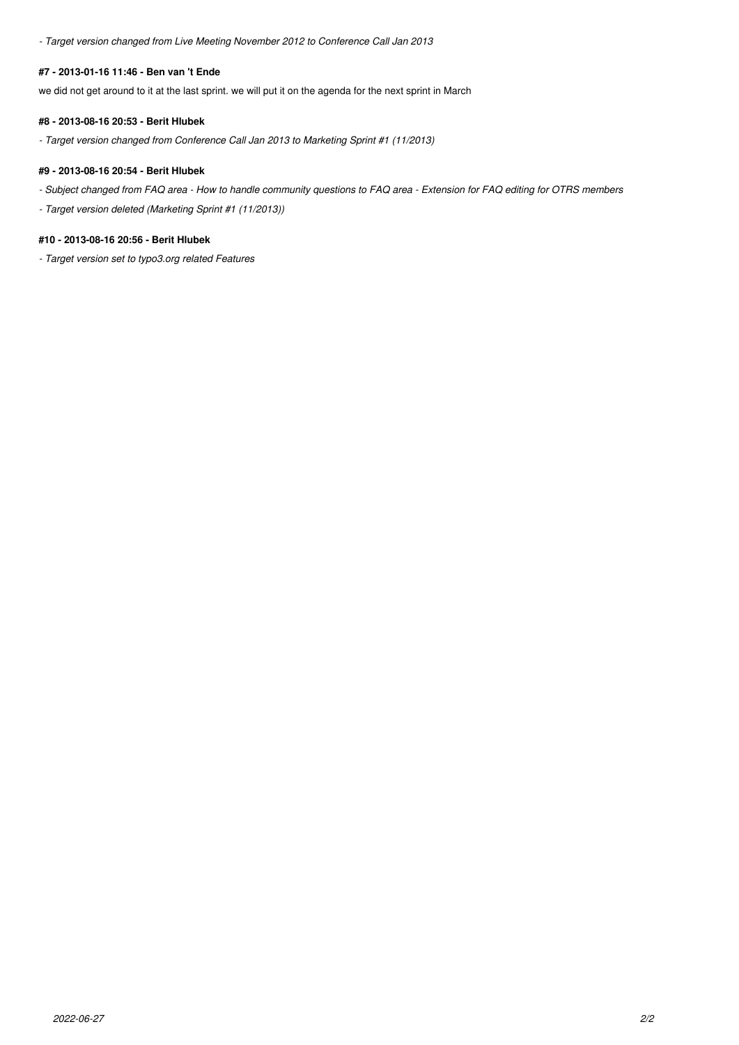*- Target version changed from Live Meeting November 2012 to Conference Call Jan 2013*

#### #7 - 2013-01-16 11:46 - Ben van 't Ende

we did not get around to it at the last sprint. we will put it on the agenda for the next sprint in March

#### #8 - 2013-08-16 20:53 - Berit Hlubek

*- Target version changed from Conference Call Jan 2013 to Marketing Sprint #1 (11/2013)*

#### #9 - 2013-08-16 20:54 - Berit Hlubek

*- Subject changed from FAQ area - How to handle community questions to FAQ area - Extension for FAQ editing for OTRS members*

*- Target version deleted (Marketing Sprint #1 (11/2013))*

#### #10 - 2013-08-16 20:56 - Berit Hlubek

*- Target version set to typo3.org related Features*